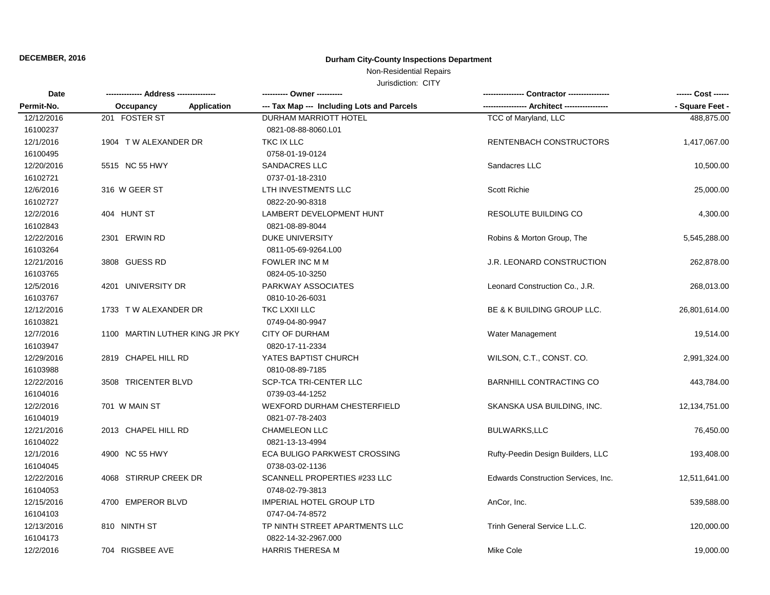**DECEMBER, 2016**

# Durham City-County Inspections Department

Non-Residential Repairs

Jurisdiction: CITY

| Date<br>Permit-No. | ------------- Address --------------<br>Occupancy Application | ---------- Owner ----------<br>--- Tax Map --- Including Lots and Parcels | --------------- Contractor ---------------<br>---------------- Architect ---------------- | ------ Cost ------<br>- Square Feet - |
|---|---|---|---|---|
| 12/12/2016<br>16100237 | 201 FOSTER ST | DURHAM MARRIOTT HOTEL<br>0821-08-88-8060.L01 | TCC of Maryland, LLC | 488,875.00 |
| 12/1/2016<br>16100495 | 1904 T W ALEXANDER DR | TKC IX LLC<br>0758-01-19-0124 | RENTENBACH CONSTRUCTORS | 1,417,067.00 |
| 12/20/2016<br>16102721 | 5515 NC 55 HWY | SANDACRES LLC<br>0737-01-18-2310 | Sandacres LLC | 10,500.00 |
| 12/6/2016<br>16102727 | 316 W GEER ST | LTH INVESTMENTS LLC<br>0822-20-90-8318 | Scott Richie | 25,000.00 |
| 12/2/2016<br>16102843 | 404 HUNT ST | LAMBERT DEVELOPMENT HUNT<br>0821-08-89-8044 | RESOLUTE BUILDING CO | 4,300.00 |
| 12/22/2016<br>16103264 | 2301 ERWIN RD | DUKE UNIVERSITY<br>0811-05-69-9264.L00 | Robins & Morton Group, The | 5,545,288.00 |
| 12/21/2016<br>16103765 | 3808 GUESS RD | FOWLER INC M M<br>0824-05-10-3250 | J.R. LEONARD CONSTRUCTION | 262,878.00 |
| 12/5/2016<br>16103767 | 4201 UNIVERSITY DR | PARKWAY ASSOCIATES<br>0810-10-26-6031 | Leonard Construction Co., J.R. | 268,013.00 |
| 12/12/2016<br>16103821 | 1733 T W ALEXANDER DR | TKC LXXII LLC<br>0749-04-80-9947 | BE & K BUILDING GROUP LLC. | 26,801,614.00 |
| 12/7/2016<br>16103947 | 1100 MARTIN LUTHER KING JR PKY | CITY OF DURHAM<br>0820-17-11-2334 | Water Management | 19,514.00 |
| 12/29/2016<br>16103988 | 2819 CHAPEL HILL RD | YATES BAPTIST CHURCH<br>0810-08-89-7185 | WILSON, C.T., CONST. CO. | 2,991,324.00 |
| 12/22/2016<br>16104016 | 3508 TRICENTER BLVD | SCP-TCA TRI-CENTER LLC<br>0739-03-44-1252 | BARNHILL CONTRACTING CO | 443,784.00 |
| 12/2/2016<br>16104019 | 701 W MAIN ST | WEXFORD DURHAM CHESTERFIELD<br>0821-07-78-2403 | SKANSKA USA BUILDING, INC. | 12,134,751.00 |
| 12/21/2016<br>16104022 | 2013 CHAPEL HILL RD | CHAMELEON LLC<br>0821-13-13-4994 | BULWARKS,LLC | 76,450.00 |
| 12/1/2016<br>16104045 | 4900 NC 55 HWY | ECA BULIGO PARKWEST CROSSING<br>0738-03-02-1136 | Rufty-Peedin Design Builders, LLC | 193,408.00 |
| 12/22/2016<br>16104053 | 4068 STIRRUP CREEK DR | SCANNELL PROPERTIES #233 LLC<br>0748-02-79-3813 | Edwards Construction Services, Inc. | 12,511,641.00 |
| 12/15/2016<br>16104103 | 4700 EMPEROR BLVD | IMPERIAL HOTEL GROUP LTD<br>0747-04-74-8572 | AnCor, Inc. | 539,588.00 |
| 12/13/2016<br>16104173 | 810 NINTH ST | TP NINTH STREET APARTMENTS LLC<br>0822-14-32-2967.000 | Trinh General Service L.L.C. | 120,000.00 |
| 12/2/2016 | 704 RIGSBEE AVE | HARRIS THERESA M | Mike Cole | 19,000.00 |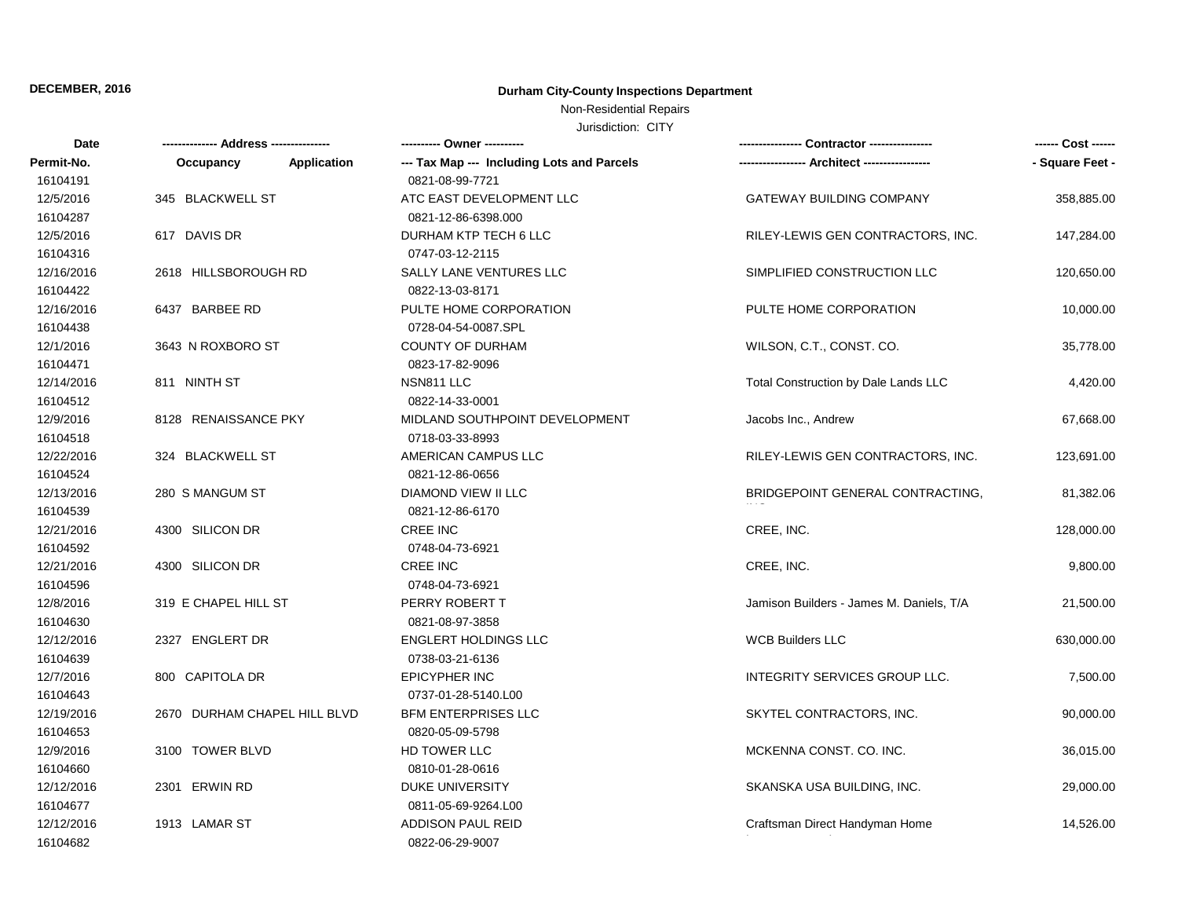**DECEMBER, 2016**

## Durham City-County Inspections Department

Non-Residential Repairs

Jurisdiction: CITY

| Date / Permit-No. | Address: Occupancy / Application | Owner / Tax Map --- Including Lots and Parcels | Contractor / Architect | Cost / Square Feet |
|---|---|---|---|---|
| 16104191 | | 0821-08-99-7721 | | |
| 12/5/2016 | 345 BLACKWELL ST | ATC EAST DEVELOPMENT LLC | GATEWAY BUILDING COMPANY | 358,885.00 |
| 16104287 | | 0821-12-86-6398.000 | | |
| 12/5/2016 | 617 DAVIS DR | DURHAM KTP TECH 6 LLC | RILEY-LEWIS GEN CONTRACTORS, INC. | 147,284.00 |
| 16104316 | | 0747-03-12-2115 | | |
| 12/16/2016 | 2618 HILLSBOROUGH RD | SALLY LANE VENTURES LLC | SIMPLIFIED CONSTRUCTION LLC | 120,650.00 |
| 16104422 | | 0822-13-03-8171 | | |
| 12/16/2016 | 6437 BARBEE RD | PULTE HOME CORPORATION | PULTE HOME CORPORATION | 10,000.00 |
| 16104438 | | 0728-04-54-0087.SPL | | |
| 12/1/2016 | 3643 N ROXBORO ST | COUNTY OF DURHAM | WILSON, C.T., CONST. CO. | 35,778.00 |
| 16104471 | | 0823-17-82-9096 | | |
| 12/14/2016 | 811 NINTH ST | NSN811 LLC | Total Construction by Dale Lands LLC | 4,420.00 |
| 16104512 | | 0822-14-33-0001 | | |
| 12/9/2016 | 8128 RENAISSANCE PKY | MIDLAND SOUTHPOINT DEVELOPMENT | Jacobs Inc., Andrew | 67,668.00 |
| 16104518 | | 0718-03-33-8993 | | |
| 12/22/2016 | 324 BLACKWELL ST | AMERICAN CAMPUS LLC | RILEY-LEWIS GEN CONTRACTORS, INC. | 123,691.00 |
| 16104524 | | 0821-12-86-0656 | | |
| 12/13/2016 | 280 S MANGUM ST | DIAMOND VIEW II LLC | BRIDGEPOINT GENERAL CONTRACTING, INC | 81,382.06 |
| 16104539 | | 0821-12-86-6170 | | |
| 12/21/2016 | 4300 SILICON DR | CREE INC | CREE, INC. | 128,000.00 |
| 16104592 | | 0748-04-73-6921 | | |
| 12/21/2016 | 4300 SILICON DR | CREE INC | CREE, INC. | 9,800.00 |
| 16104596 | | 0748-04-73-6921 | | |
| 12/8/2016 | 319 E CHAPEL HILL ST | PERRY ROBERT T | Jamison Builders - James M. Daniels, T/A | 21,500.00 |
| 16104630 | | 0821-08-97-3858 | | |
| 12/12/2016 | 2327 ENGLERT DR | ENGLERT HOLDINGS LLC | WCB Builders LLC | 630,000.00 |
| 16104639 | | 0738-03-21-6136 | | |
| 12/7/2016 | 800 CAPITOLA DR | EPICYPHER INC | INTEGRITY SERVICES GROUP LLC. | 7,500.00 |
| 16104643 | | 0737-01-28-5140.L00 | | |
| 12/19/2016 | 2670 DURHAM CHAPEL HILL BLVD | BFM ENTERPRISES LLC | SKYTEL CONTRACTORS, INC. | 90,000.00 |
| 16104653 | | 0820-05-09-5798 | | |
| 12/9/2016 | 3100 TOWER BLVD | HD TOWER LLC | MCKENNA CONST. CO. INC. | 36,015.00 |
| 16104660 | | 0810-01-28-0616 | | |
| 12/12/2016 | 2301 ERWIN RD | DUKE UNIVERSITY | SKANSKA USA BUILDING, INC. | 29,000.00 |
| 16104677 | | 0811-05-69-9264.L00 | | |
| 12/12/2016 | 1913 LAMAR ST | ADDISON PAUL REID | Craftsman Direct Handyman Home | 14,526.00 |
| 16104682 | | 0822-06-29-9007 | | |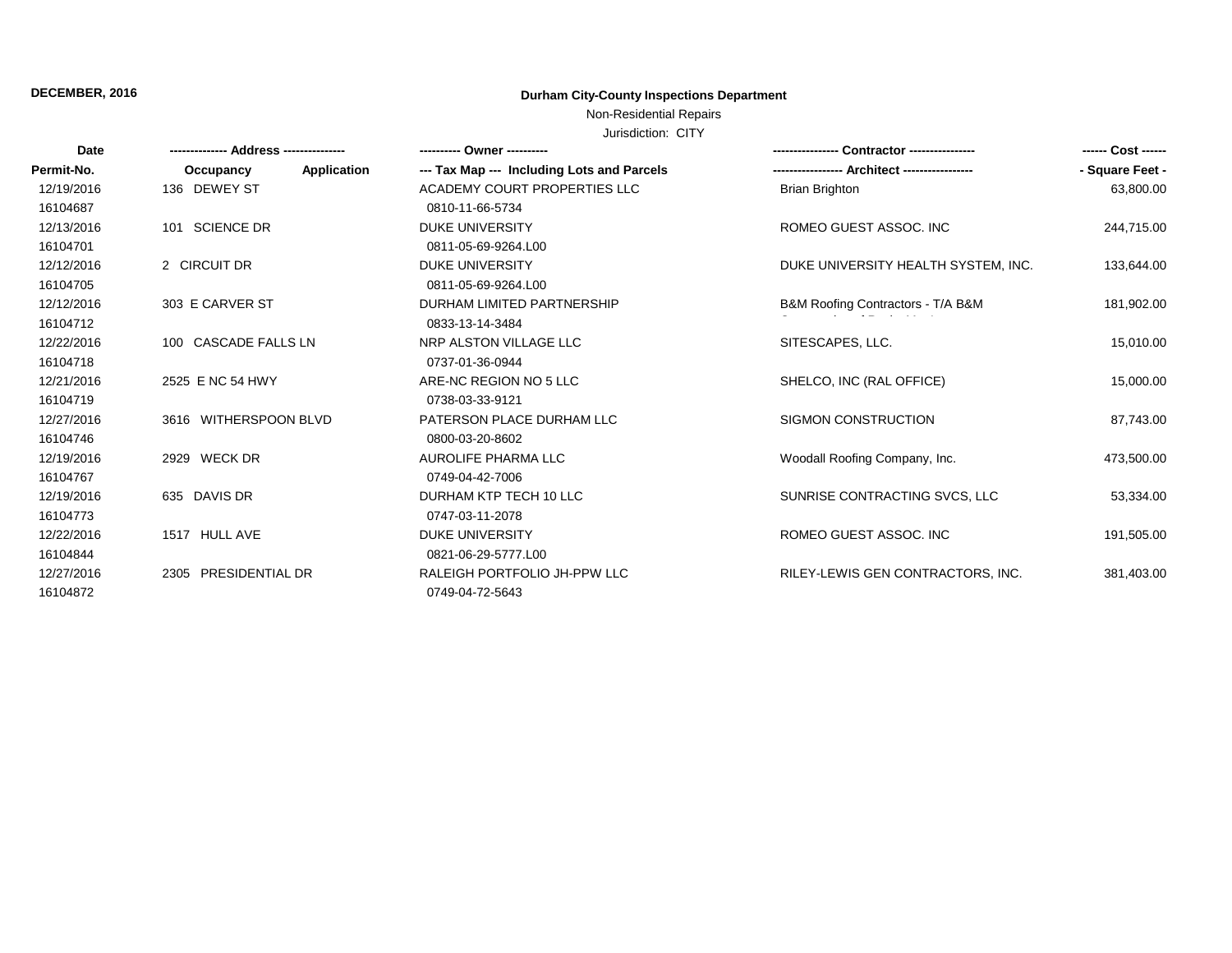**DECEMBER, 2016**

**Durham City-County Inspections Department**

Non-Residential Repairs

Jurisdiction: CITY

| Date<br>Permit-No. | ------------- Address --------------<br>Occupancy Application | ---------- Owner ----------<br>--- Tax Map --- Including Lots and Parcels | ---------------- Contractor ----------------<br>----------------- Architect ----------------- | ------ Cost ------<br>- Square Feet - |
|---|---|---|---|---|
| 12/19/2016<br>16104687 | 136 DEWEY ST | ACADEMY COURT PROPERTIES LLC<br>0810-11-66-5734 | Brian Brighton | 63,800.00 |
| 12/13/2016<br>16104701 | 101 SCIENCE DR | DUKE UNIVERSITY<br>0811-05-69-9264.L00 | ROMEO GUEST ASSOC. INC | 244,715.00 |
| 12/12/2016<br>16104705 | 2 CIRCUIT DR | DUKE UNIVERSITY<br>0811-05-69-9264.L00 | DUKE UNIVERSITY HEALTH SYSTEM, INC. | 133,644.00 |
| 12/12/2016<br>16104712 | 303 E CARVER ST | DURHAM LIMITED PARTNERSHIP<br>0833-13-14-3484 | B&M Roofing Contractors - T/A B&M | 181,902.00 |
| 12/22/2016<br>16104718 | 100 CASCADE FALLS LN | NRP ALSTON VILLAGE LLC<br>0737-01-36-0944 | SITESCAPES, LLC. | 15,010.00 |
| 12/21/2016<br>16104719 | 2525 E NC 54 HWY | ARE-NC REGION NO 5 LLC<br>0738-03-33-9121 | SHELCO, INC (RAL OFFICE) | 15,000.00 |
| 12/27/2016<br>16104746 | 3616 WITHERSPOON BLVD | PATERSON PLACE DURHAM LLC<br>0800-03-20-8602 | SIGMON CONSTRUCTION | 87,743.00 |
| 12/19/2016<br>16104767 | 2929 WECK DR | AUROLIFE PHARMA LLC<br>0749-04-42-7006 | Woodall Roofing Company, Inc. | 473,500.00 |
| 12/19/2016<br>16104773 | 635 DAVIS DR | DURHAM KTP TECH 10 LLC<br>0747-03-11-2078 | SUNRISE CONTRACTING SVCS, LLC | 53,334.00 |
| 12/22/2016<br>16104844 | 1517 HULL AVE | DUKE UNIVERSITY<br>0821-06-29-5777.L00 | ROMEO GUEST ASSOC. INC | 191,505.00 |
| 12/27/2016<br>16104872 | 2305 PRESIDENTIAL DR | RALEIGH PORTFOLIO JH-PPW LLC<br>0749-04-72-5643 | RILEY-LEWIS GEN CONTRACTORS, INC. | 381,403.00 |